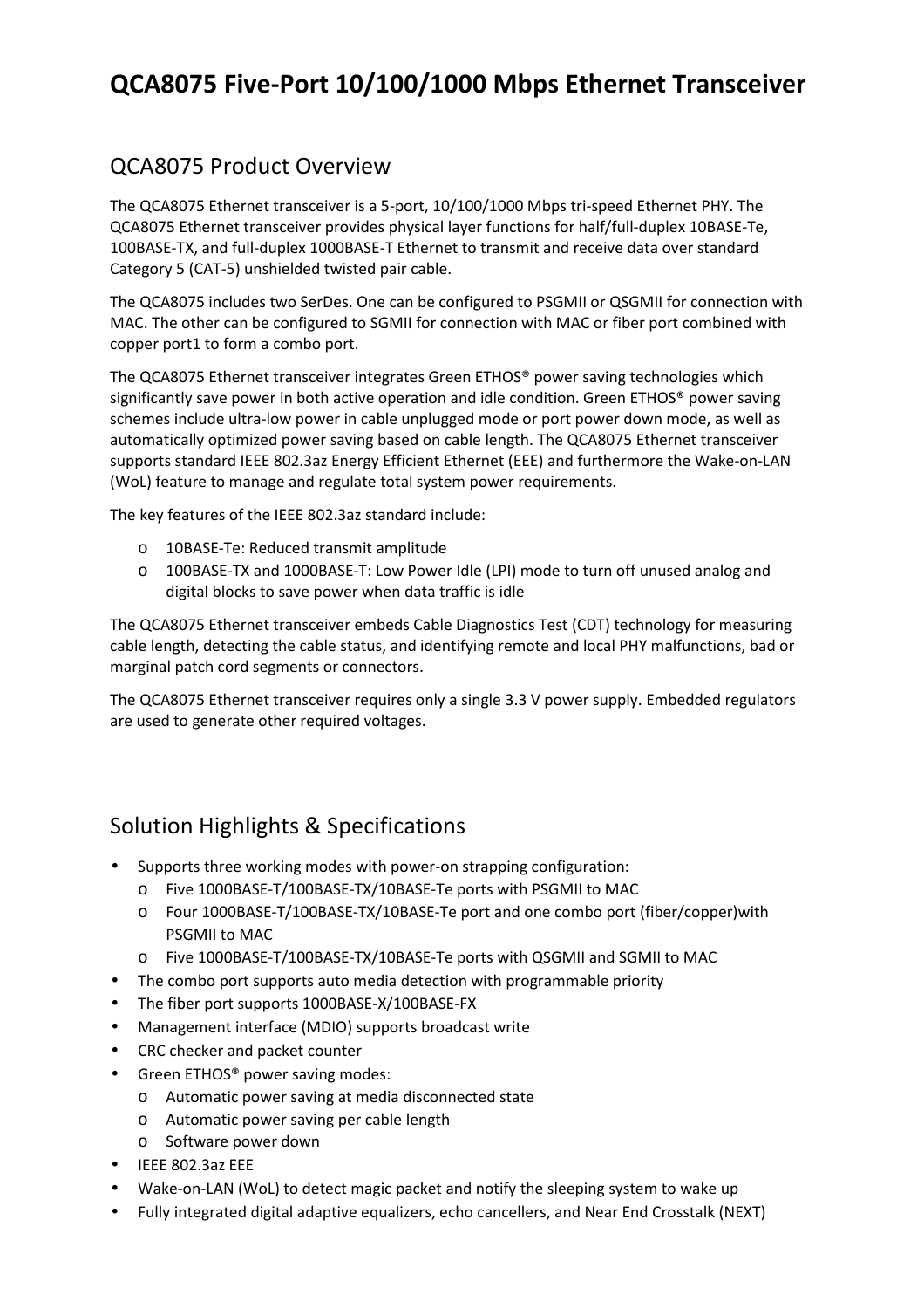# QCA8075 Five-Port 10/100/1000 Mbps Ethernet Transceiver

## QCA8075 Product Overview

The QCA8075 Ethernet transceiver is a 5-port, 10/100/1000 Mbps tri-speed Ethernet PHY. The QCA8075 Ethernet transceiver provides physical layer functions for half/full-duplex 10BASE-Te, 100BASE-TX, and full-duplex 1000BASE-T Ethernet to transmit and receive data over standard Category 5 (CAT-5) unshielded twisted pair cable.

The QCA8075 includes two SerDes. One can be configured to PSGMII or QSGMII for connection with MAC. The other can be configured to SGMII for connection with MAC or fiber port combined with copper port1 to form a combo port.

The QCA8075 Ethernet transceiver integrates Green ETHOS® power saving technologies which significantly save power in both active operation and idle condition. Green ETHOS® power saving schemes include ultra-low power in cable unplugged mode or port power down mode, as well as automatically optimized power saving based on cable length. The QCA8075 Ethernet transceiver supports standard IEEE 802.3az Energy Efficient Ethernet (EEE) and furthermore the Wake-on-LAN (WoL) feature to manage and regulate total system power requirements.

The key features of the IEEE 802.3az standard include:

- 10BASE-Te: Reduced transmit amplitude
- 100BASE-TX and 1000BASE-T: Low Power Idle (LPI) mode to turn off unused analog and digital blocks to save power when data traffic is idle

The QCA8075 Ethernet transceiver embeds Cable Diagnostics Test (CDT) technology for measuring cable length, detecting the cable status, and identifying remote and local PHY malfunctions, bad or marginal patch cord segments or connectors.

The QCA8075 Ethernet transceiver requires only a single 3.3 V power supply. Embedded regulators are used to generate other required voltages.

## Solution Highlights & Specifications

- Supports three working modes with power-on strapping configuration:
  - Five 1000BASE-T/100BASE-TX/10BASE-Te ports with PSGMII to MAC
  - Four 1000BASE-T/100BASE-TX/10BASE-Te port and one combo port (fiber/copper)with PSGMII to MAC
  - Five 1000BASE-T/100BASE-TX/10BASE-Te ports with QSGMII and SGMII to MAC
- The combo port supports auto media detection with programmable priority
- The fiber port supports 1000BASE-X/100BASE-FX
- Management interface (MDIO) supports broadcast write
- CRC checker and packet counter
- Green ETHOS® power saving modes:
  - Automatic power saving at media disconnected state
  - Automatic power saving per cable length
  - Software power down
- IEEE 802.3az EEE
- Wake-on-LAN (WoL) to detect magic packet and notify the sleeping system to wake up
- Fully integrated digital adaptive equalizers, echo cancellers, and Near End Crosstalk (NEXT)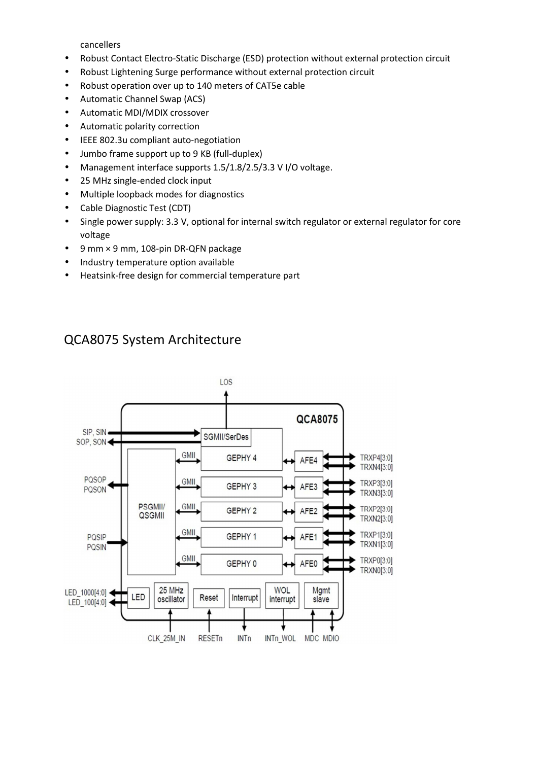cancellers

- Robust Contact Electro-Static Discharge (ESD) protection without external protection circuit
- Robust Lightening Surge performance without external protection circuit
- Robust operation over up to 140 meters of CAT5e cable
- Automatic Channel Swap (ACS)
- Automatic MDI/MDIX crossover
- Automatic polarity correction
- IEEE 802.3u compliant auto-negotiation
- Jumbo frame support up to 9 KB (full-duplex)
- Management interface supports 1.5/1.8/2.5/3.3 V I/O voltage.
- 25 MHz single-ended clock input
- Multiple loopback modes for diagnostics
- Cable Diagnostic Test (CDT)
- Single power supply: 3.3 V, optional for internal switch regulator or external regulator for core voltage
- 9 mm × 9 mm, 108-pin DR-QFN package
- Industry temperature option available
- Heatsink-free design for commercial temperature part

## QCA8075 System Architecture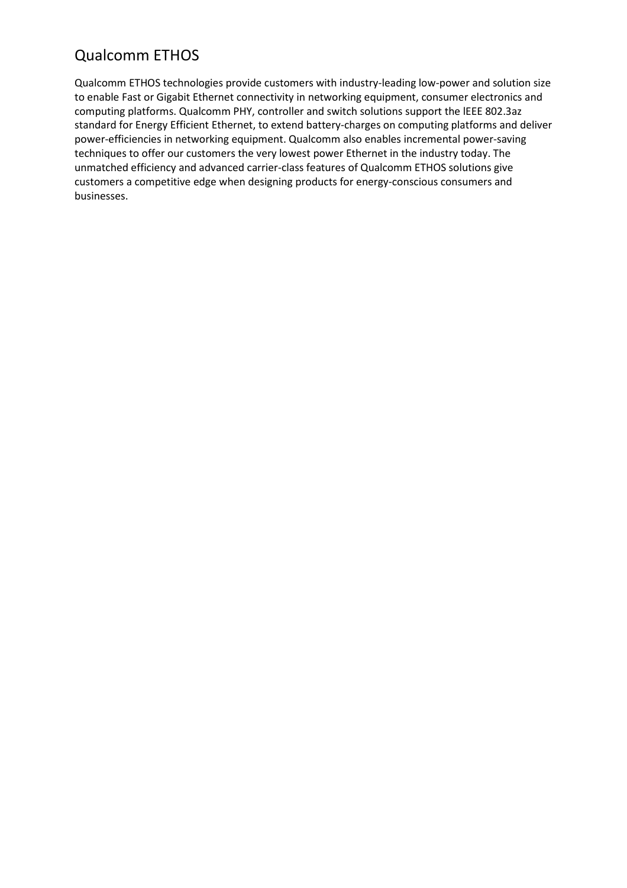# Qualcomm ETHOS

Qualcomm ETHOS technologies provide customers with industry-leading low-power and solution size to enable Fast or Gigabit Ethernet connectivity in networking equipment, consumer electronics and computing platforms. Qualcomm PHY, controller and switch solutions support the lEEE 802.3az standard for Energy Efficient Ethernet, to extend battery-charges on computing platforms and deliver power-efficiencies in networking equipment. Qualcomm also enables incremental power-saving techniques to offer our customers the very lowest power Ethernet in the industry today. The unmatched efficiency and advanced carrier-class features of Qualcomm ETHOS solutions give customers a competitive edge when designing products for energy-conscious consumers and businesses.